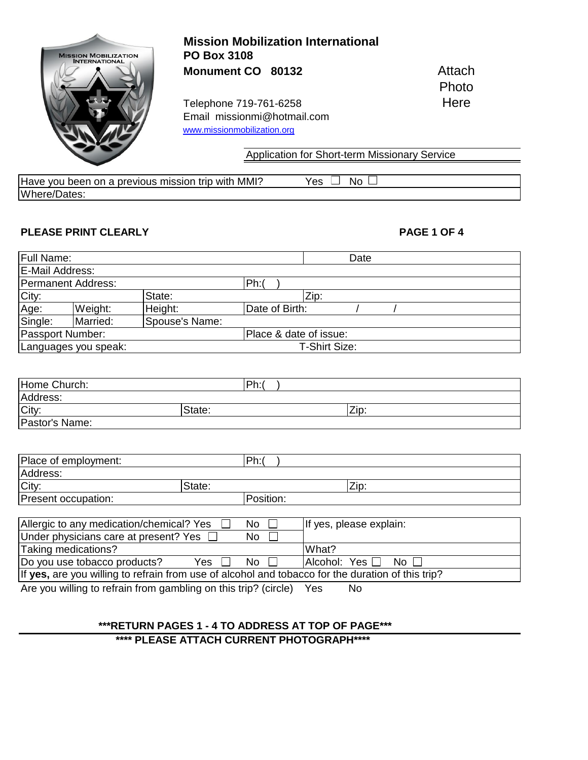**Mission Mobilization International**
**PO Box 3108**
**Monument CO 80132**

Telephone 719-761-6258
Email missionmi@hotmail.com
www.missionmobilization.org

Attach Photo Here

Application for Short-term Missionary Service

| Have you been on a previous mission trip with MMI? | Yes ☐ No ☐ |
|---|---|
| Where/Dates: | |

**PLEASE PRINT CLEARLY**

**PAGE 1 OF 4**

| Full Name: | | | | Date |
|---|---|---|---|---|
| E-Mail Address: | | | | |
| Permanent Address: | | | Ph:( ) | |
| City: | | State: | | Zip: |
| Age: | Weight: | Height: | Date of Birth: / / | |
| Single: | Married: | Spouse's Name: | | |
| Passport Number: | | | Place & date of issue: | |
| Languages you speak: | | | T-Shirt Size: | |

| Home Church: | | Ph:( ) | |
|---|---|---|---|
| Address: | | | |
| City: | State: | | Zip: |
| Pastor's Name: | | | |

| Place of employment: | | Ph:( ) | |
|---|---|---|---|
| Address: | | | |
| City: | State: | | Zip: |
| Present occupation: | | Position: | |

| Allergic to any medication/chemical? Yes ☐ No ☐ | If yes, please explain: |
|---|---|
| Under physicians care at present? Yes ☐ No ☐ | |
| Taking medications? | What? |
| Do you use tobacco products? Yes ☐ No ☐ | Alcohol: Yes ☐ No ☐ |
| If **yes,** are you willing to refrain from use of alcohol and tobacco for the duration of this trip? | |

Are you willing to refrain from gambling on this trip? (circle) Yes No

**\*\*\*RETURN PAGES 1 - 4 TO ADDRESS AT TOP OF PAGE\*\*\***

**\*\*\*\* PLEASE ATTACH CURRENT PHOTOGRAPH\*\*\*\***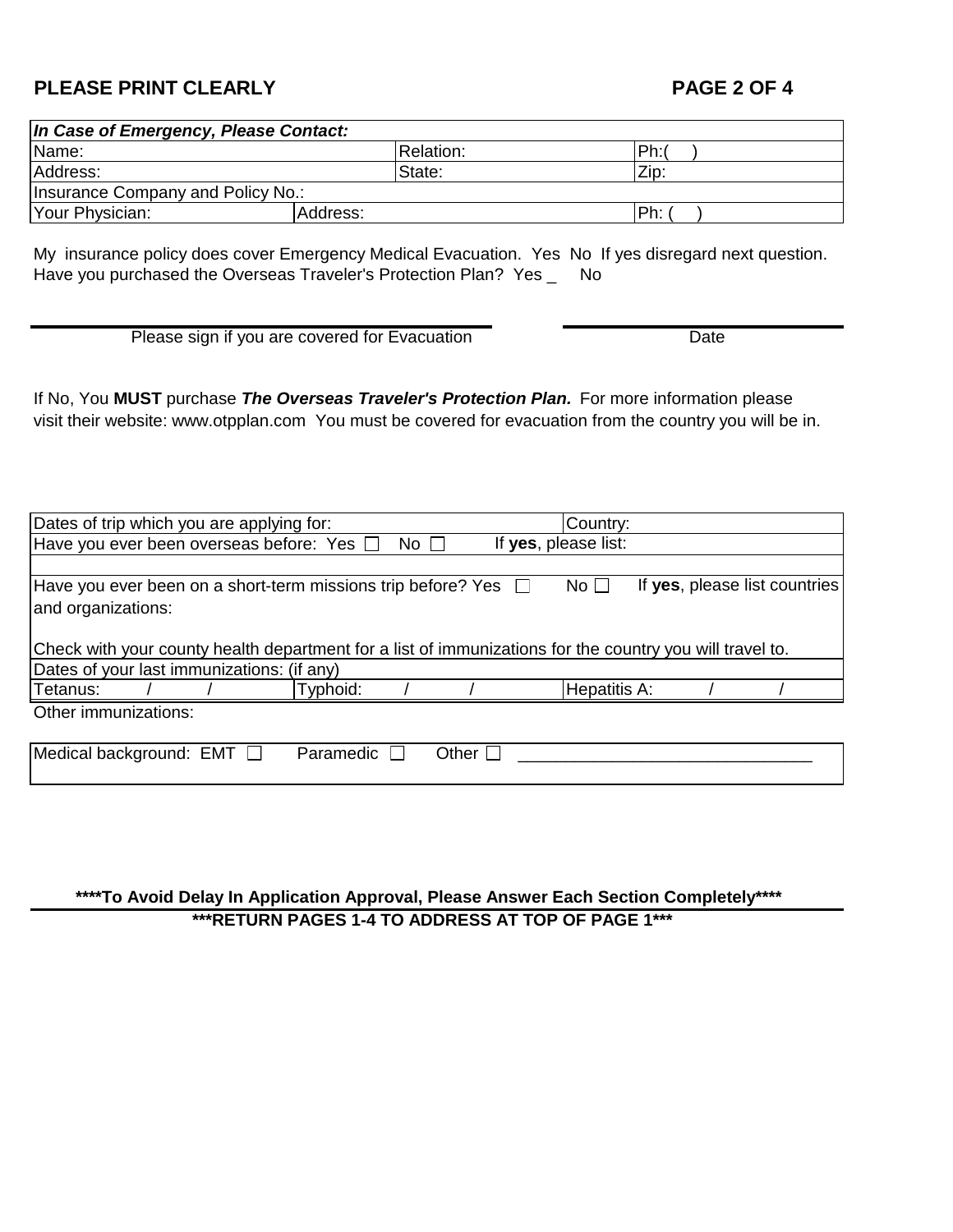**PLEASE PRINT CLEARLY**

| ***In Case of Emergency, Please Contact:*** | | | |
|---|---|---|---|
| Name: | | Relation: | Ph:(     ) |
| Address: | | State: | Zip: |
| Insurance Company and Policy No.: | | | |
| Your Physician: | Address: | | Ph: (     ) |

My insurance policy does cover Emergency Medical Evacuation. Yes No If yes disregard next question.
Have you purchased the Overseas Traveler's Protection Plan? Yes _ No

Please sign if you are covered for Evacuation ______________________ Date ______________________

If No, You **MUST** purchase ***The Overseas Traveler's Protection Plan.*** For more information please visit their website: www.otpplan.com You must be covered for evacuation from the country you will be in.

| Dates of trip which you are applying for: | | Country: |
|---|---|---|
| Have you ever been overseas before: Yes ☐ No ☐ | If **yes**, please list: | |
| | | |

Have you ever been on a short-term missions trip before? Yes ☐ No ☐ If **yes**, please list countries and organizations:

Check with your county health department for a list of immunizations for the country you will travel to.

| Dates of your last immunizations: (if any) | | |
|---|---|---|
| Tetanus: / / | Typhoid: / / | Hepatitis A: / / |

Other immunizations:

| Medical background: EMT ☐ Paramedic ☐ Other ☐ ______________________________ |
|---|

**\*\*\*\*To Avoid Delay In Application Approval, Please Answer Each Section Completely\*\*\*\***

**\*\*\*RETURN PAGES 1-4 TO ADDRESS AT TOP OF PAGE 1\*\*\***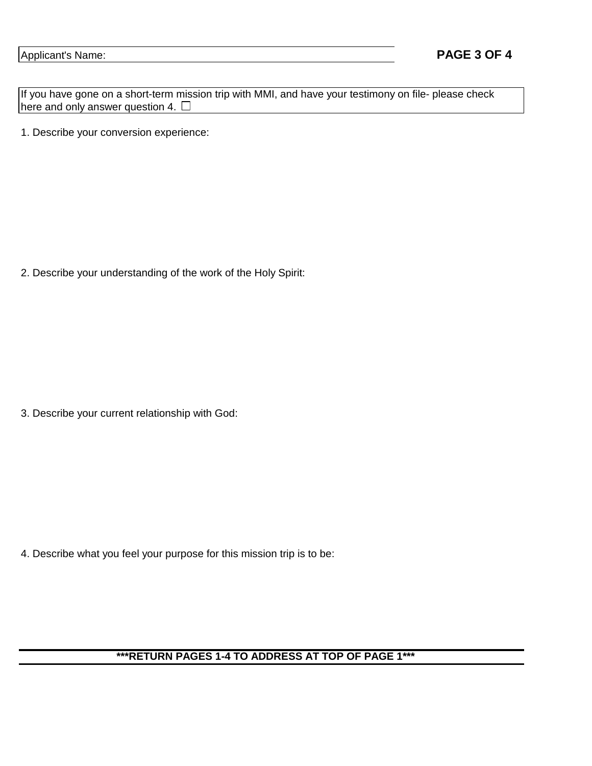Applicant's Name:

If you have gone on a short-term mission trip with MMI, and have your testimony on file- please check here and only answer question 4. ☐

1. Describe your conversion experience:

2. Describe your understanding of the work of the Holy Spirit:

3. Describe your current relationship with God:

4. Describe what you feel your purpose for this mission trip is to be:

**\*\*\*RETURN PAGES 1-4 TO ADDRESS AT TOP OF PAGE 1\*\*\***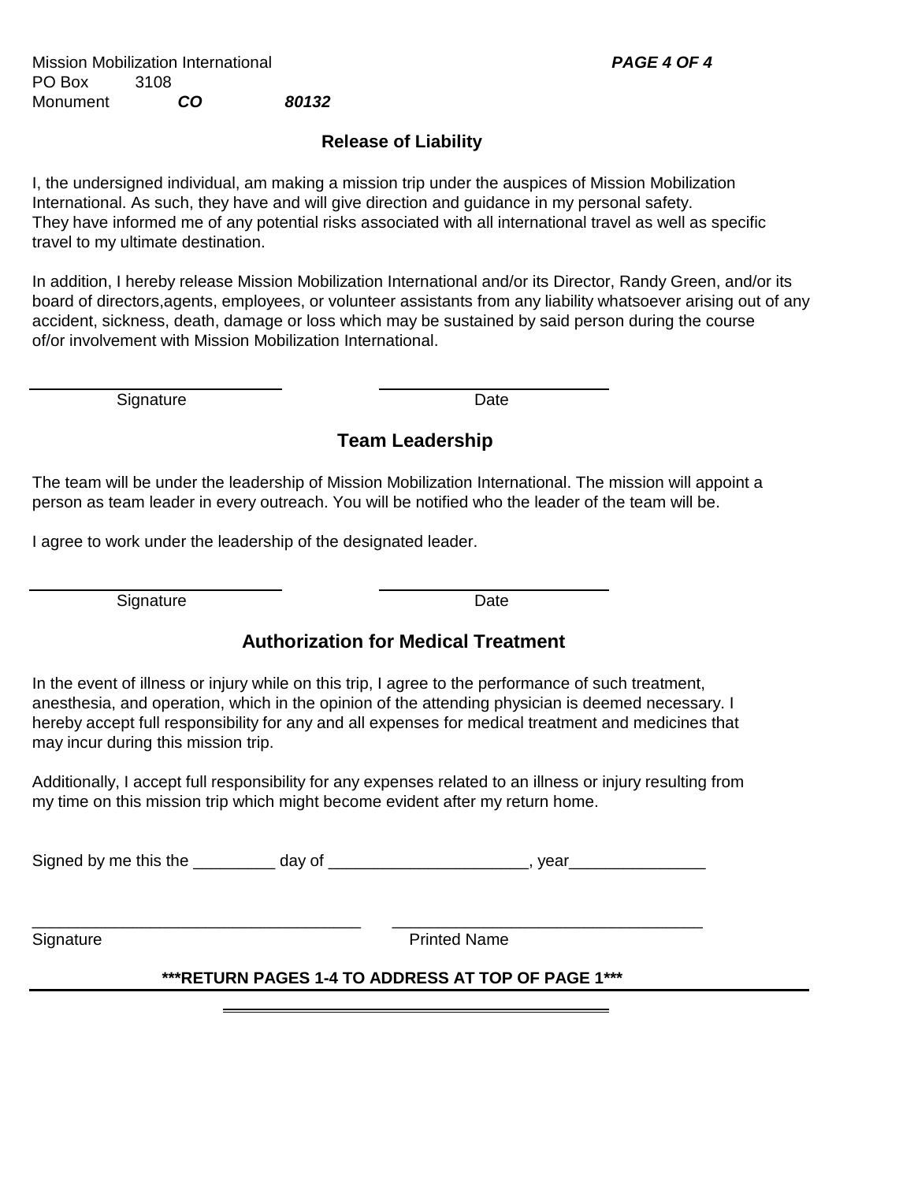Mission Mobilization International
PO Box 3108
Monument ***CO*** ***80132***

## Release of Liability

I, the undersigned individual, am making a mission trip under the auspices of Mission Mobilization International. As such, they have and will give direction and guidance in my personal safety. They have informed me of any potential risks associated with all international travel as well as specific travel to my ultimate destination.

In addition, I hereby release Mission Mobilization International and/or its Director, Randy Green, and/or its board of directors,agents, employees, or volunteer assistants from any liability whatsoever arising out of any accident, sickness, death, damage or loss which may be sustained by said person during the course of/or involvement with Mission Mobilization International.

Signature _______________________ Date _______________________

## Team Leadership

The team will be under the leadership of Mission Mobilization International. The mission will appoint a person as team leader in every outreach. You will be notified who the leader of the team will be.

I agree to work under the leadership of the designated leader.

Signature _______________________ Date _______________________

## Authorization for Medical Treatment

In the event of illness or injury while on this trip, I agree to the performance of such treatment, anesthesia, and operation, which in the opinion of the attending physician is deemed necessary. I hereby accept full responsibility for any and all expenses for medical treatment and medicines that may incur during this mission trip.

Additionally, I accept full responsibility for any expenses related to an illness or injury resulting from my time on this mission trip which might become evident after my return home.

Signed by me this the _________ day of ______________________, year_______________

Signature ___________________________________ Printed Name ___________________________________

**\*\*\*RETURN PAGES 1-4 TO ADDRESS AT TOP OF PAGE 1\*\*\***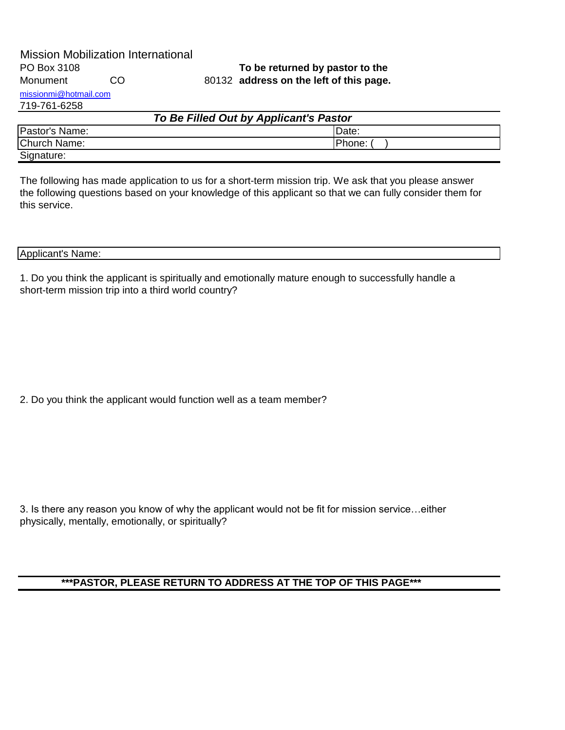Mission Mobilization International
PO Box 3108
Monument CO 80132
missionmi@hotmail.com
719-761-6258

**To be returned by pastor to the address on the left of this page.**

***To Be Filled Out by Applicant's Pastor***

| Pastor's Name: | Date: |
|---|---|
| Church Name: | Phone: ( ) |
| Signature: | |

The following has made application to us for a short-term mission trip. We ask that you please answer the following questions based on your knowledge of this applicant so that we can fully consider them for this service.

| Applicant's Name: |
|---|

1. Do you think the applicant is spiritually and emotionally mature enough to successfully handle a short-term mission trip into a third world country?

2. Do you think the applicant would function well as a team member?

3. Is there any reason you know of why the applicant would not be fit for mission service…either physically, mentally, emotionally, or spiritually?

**\*\*\*PASTOR, PLEASE RETURN TO ADDRESS AT THE TOP OF THIS PAGE\*\*\***